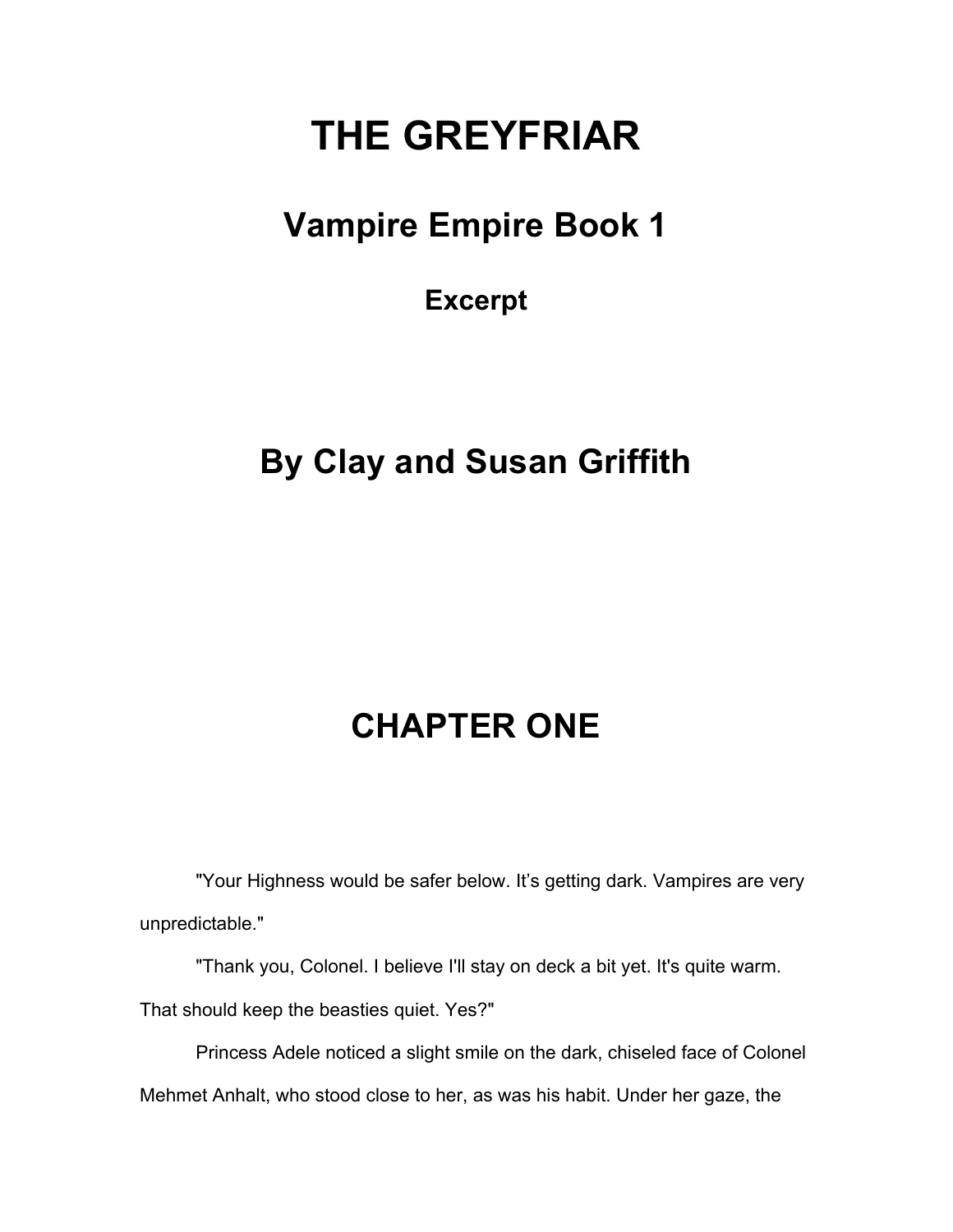# THE GREYFRIAR

## Vampire Empire Book 1

### Excerpt

## By Clay and Susan Griffith

## CHAPTER ONE

"Your Highness would be safer below. It's getting dark. Vampires are very unpredictable."

"Thank you, Colonel. I believe I'll stay on deck a bit yet. It's quite warm. That should keep the beasties quiet. Yes?"

Princess Adele noticed a slight smile on the dark, chiseled face of Colonel Mehmet Anhalt, who stood close to her, as was his habit. Under her gaze, the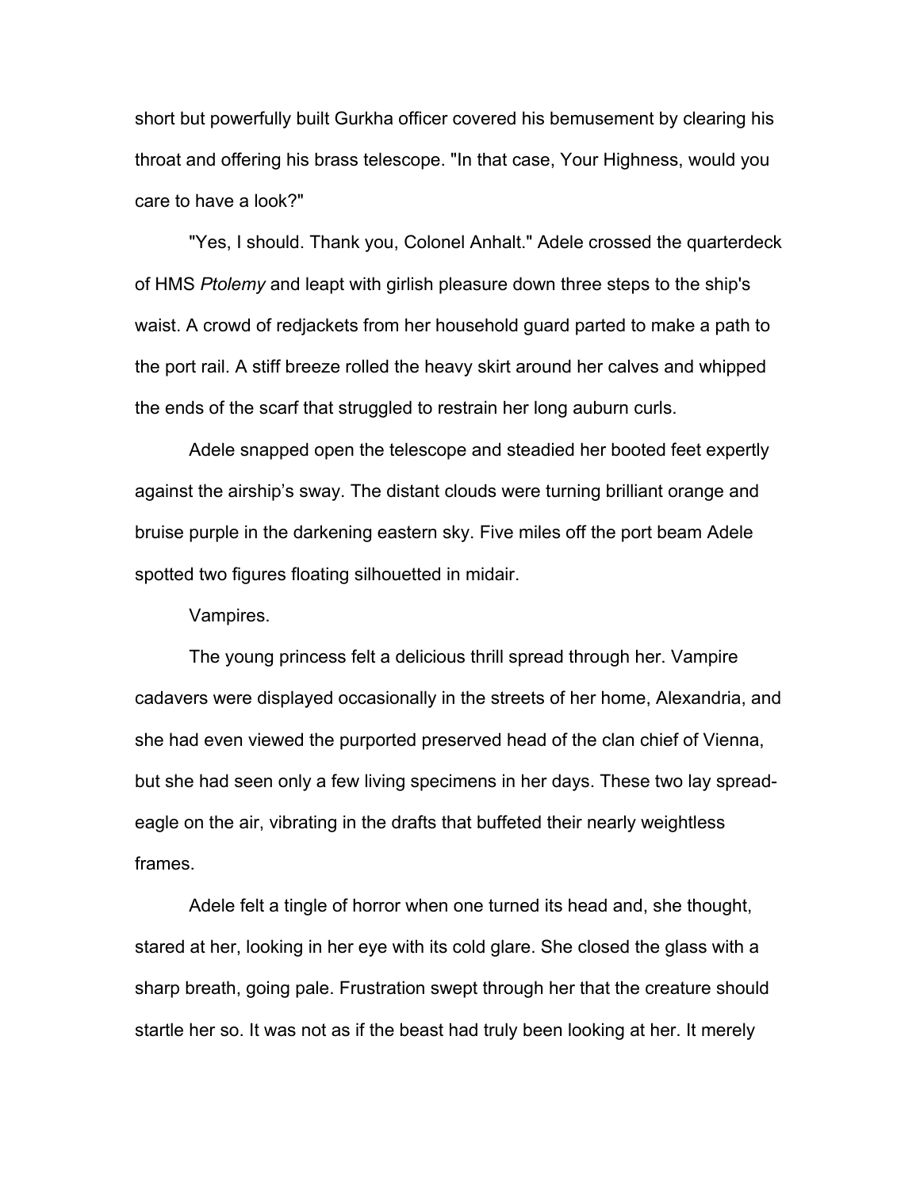short but powerfully built Gurkha officer covered his bemusement by clearing his throat and offering his brass telescope. "In that case, Your Highness, would you care to have a look?"

"Yes, I should. Thank you, Colonel Anhalt." Adele crossed the quarterdeck of HMS *Ptolemy* and leapt with girlish pleasure down three steps to the ship's waist. A crowd of redjackets from her household guard parted to make a path to the port rail. A stiff breeze rolled the heavy skirt around her calves and whipped the ends of the scarf that struggled to restrain her long auburn curls.

Adele snapped open the telescope and steadied her booted feet expertly against the airship's sway. The distant clouds were turning brilliant orange and bruise purple in the darkening eastern sky. Five miles off the port beam Adele spotted two figures floating silhouetted in midair.

Vampires.

The young princess felt a delicious thrill spread through her. Vampire cadavers were displayed occasionally in the streets of her home, Alexandria, and she had even viewed the purported preserved head of the clan chief of Vienna, but she had seen only a few living specimens in her days. These two lay spread-eagle on the air, vibrating in the drafts that buffeted their nearly weightless frames.

Adele felt a tingle of horror when one turned its head and, she thought, stared at her, looking in her eye with its cold glare. She closed the glass with a sharp breath, going pale. Frustration swept through her that the creature should startle her so. It was not as if the beast had truly been looking at her. It merely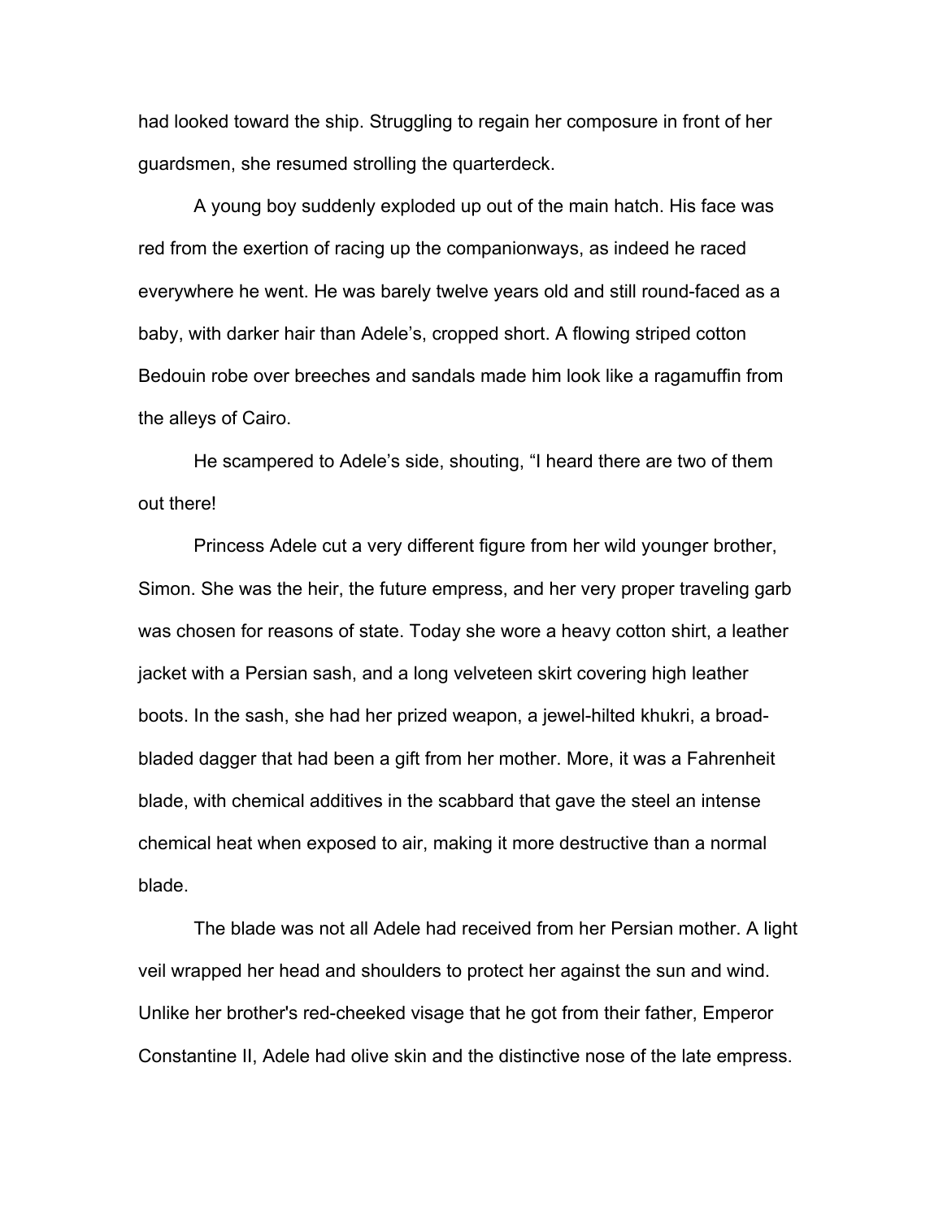had looked toward the ship. Struggling to regain her composure in front of her guardsmen, she resumed strolling the quarterdeck.

A young boy suddenly exploded up out of the main hatch. His face was red from the exertion of racing up the companionways, as indeed he raced everywhere he went. He was barely twelve years old and still round-faced as a baby, with darker hair than Adele's, cropped short. A flowing striped cotton Bedouin robe over breeches and sandals made him look like a ragamuffin from the alleys of Cairo.

He scampered to Adele's side, shouting, "I heard there are two of them out there!

Princess Adele cut a very different figure from her wild younger brother, Simon. She was the heir, the future empress, and her very proper traveling garb was chosen for reasons of state. Today she wore a heavy cotton shirt, a leather jacket with a Persian sash, and a long velveteen skirt covering high leather boots. In the sash, she had her prized weapon, a jewel-hilted khukri, a broad-bladed dagger that had been a gift from her mother. More, it was a Fahrenheit blade, with chemical additives in the scabbard that gave the steel an intense chemical heat when exposed to air, making it more destructive than a normal blade.

The blade was not all Adele had received from her Persian mother. A light veil wrapped her head and shoulders to protect her against the sun and wind. Unlike her brother's red-cheeked visage that he got from their father, Emperor Constantine II, Adele had olive skin and the distinctive nose of the late empress.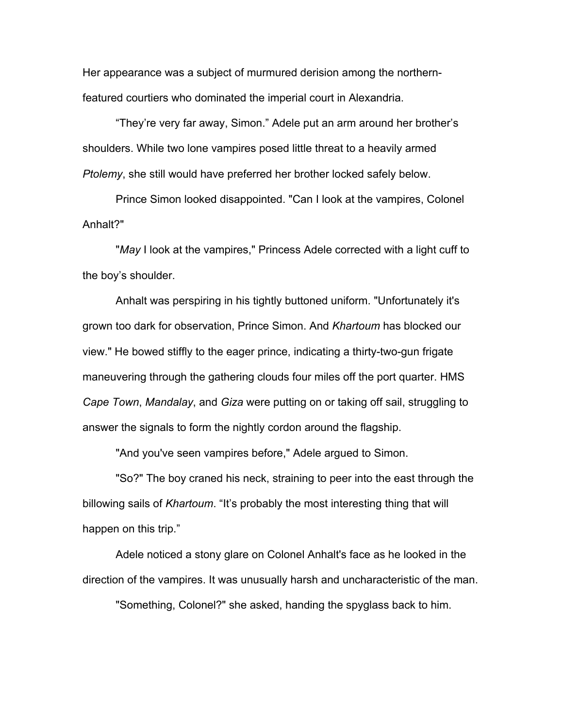Her appearance was a subject of murmured derision among the northern-featured courtiers who dominated the imperial court in Alexandria.

"They're very far away, Simon." Adele put an arm around her brother's shoulders. While two lone vampires posed little threat to a heavily armed *Ptolemy*, she still would have preferred her brother locked safely below.

Prince Simon looked disappointed. "Can I look at the vampires, Colonel Anhalt?"

"*May* I look at the vampires," Princess Adele corrected with a light cuff to the boy's shoulder.

Anhalt was perspiring in his tightly buttoned uniform. "Unfortunately it's grown too dark for observation, Prince Simon. And *Khartoum* has blocked our view." He bowed stiffly to the eager prince, indicating a thirty-two-gun frigate maneuvering through the gathering clouds four miles off the port quarter. HMS *Cape Town*, *Mandalay*, and *Giza* were putting on or taking off sail, struggling to answer the signals to form the nightly cordon around the flagship.

"And you've seen vampires before," Adele argued to Simon.

"So?" The boy craned his neck, straining to peer into the east through the billowing sails of *Khartoum*. "It's probably the most interesting thing that will happen on this trip."

Adele noticed a stony glare on Colonel Anhalt's face as he looked in the direction of the vampires. It was unusually harsh and uncharacteristic of the man.

"Something, Colonel?" she asked, handing the spyglass back to him.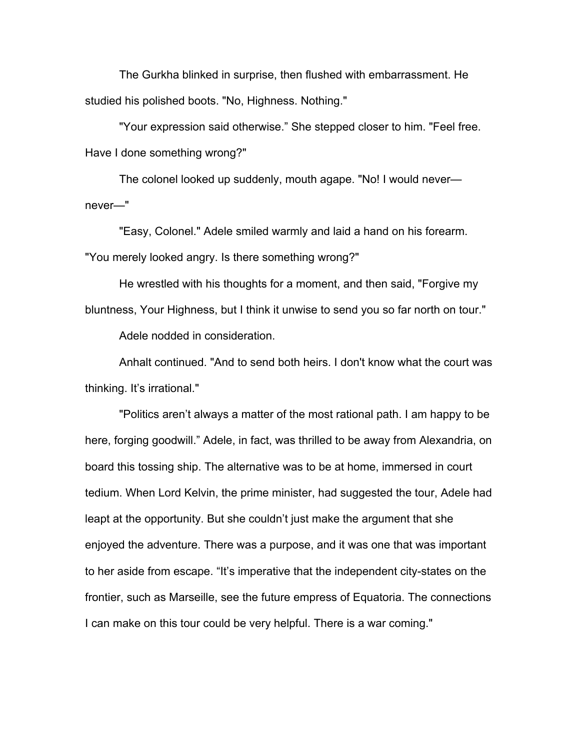The Gurkha blinked in surprise, then flushed with embarrassment. He studied his polished boots. "No, Highness. Nothing."

"Your expression said otherwise." She stepped closer to him. "Feel free. Have I done something wrong?"

The colonel looked up suddenly, mouth agape. "No! I would never—never—"

"Easy, Colonel." Adele smiled warmly and laid a hand on his forearm. "You merely looked angry. Is there something wrong?"

He wrestled with his thoughts for a moment, and then said, "Forgive my bluntness, Your Highness, but I think it unwise to send you so far north on tour."

Adele nodded in consideration.

Anhalt continued. "And to send both heirs. I don't know what the court was thinking. It's irrational."

"Politics aren't always a matter of the most rational path. I am happy to be here, forging goodwill." Adele, in fact, was thrilled to be away from Alexandria, on board this tossing ship. The alternative was to be at home, immersed in court tedium. When Lord Kelvin, the prime minister, had suggested the tour, Adele had leapt at the opportunity. But she couldn't just make the argument that she enjoyed the adventure. There was a purpose, and it was one that was important to her aside from escape. "It's imperative that the independent city-states on the frontier, such as Marseille, see the future empress of Equatoria. The connections I can make on this tour could be very helpful. There is a war coming."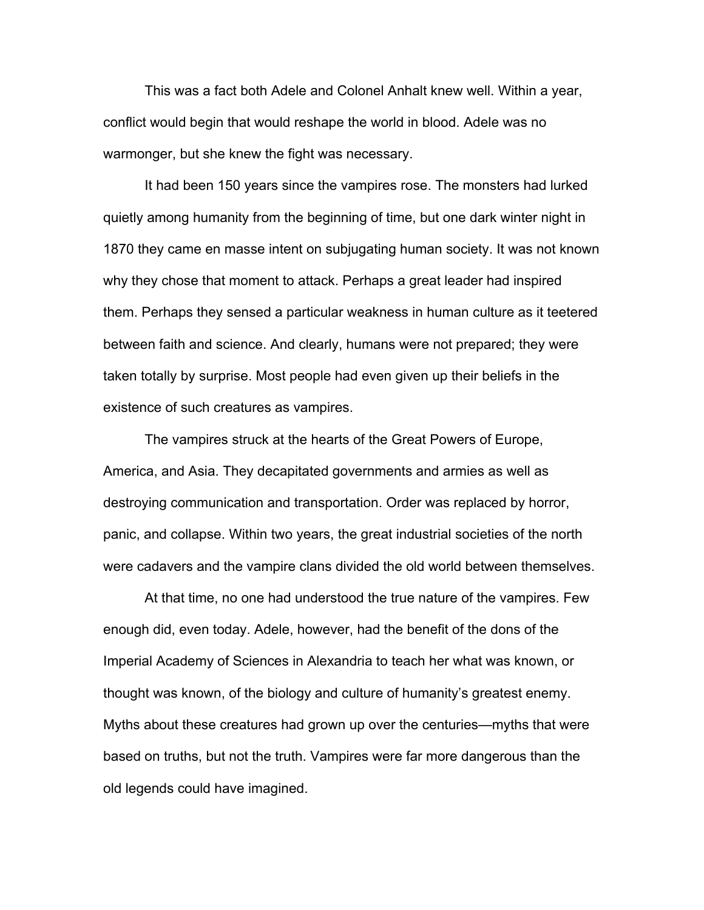This was a fact both Adele and Colonel Anhalt knew well. Within a year, conflict would begin that would reshape the world in blood. Adele was no warmonger, but she knew the fight was necessary.

It had been 150 years since the vampires rose. The monsters had lurked quietly among humanity from the beginning of time, but one dark winter night in 1870 they came en masse intent on subjugating human society. It was not known why they chose that moment to attack. Perhaps a great leader had inspired them. Perhaps they sensed a particular weakness in human culture as it teetered between faith and science. And clearly, humans were not prepared; they were taken totally by surprise. Most people had even given up their beliefs in the existence of such creatures as vampires.

The vampires struck at the hearts of the Great Powers of Europe, America, and Asia. They decapitated governments and armies as well as destroying communication and transportation. Order was replaced by horror, panic, and collapse. Within two years, the great industrial societies of the north were cadavers and the vampire clans divided the old world between themselves.

At that time, no one had understood the true nature of the vampires. Few enough did, even today. Adele, however, had the benefit of the dons of the Imperial Academy of Sciences in Alexandria to teach her what was known, or thought was known, of the biology and culture of humanity's greatest enemy. Myths about these creatures had grown up over the centuries—myths that were based on truths, but not the truth. Vampires were far more dangerous than the old legends could have imagined.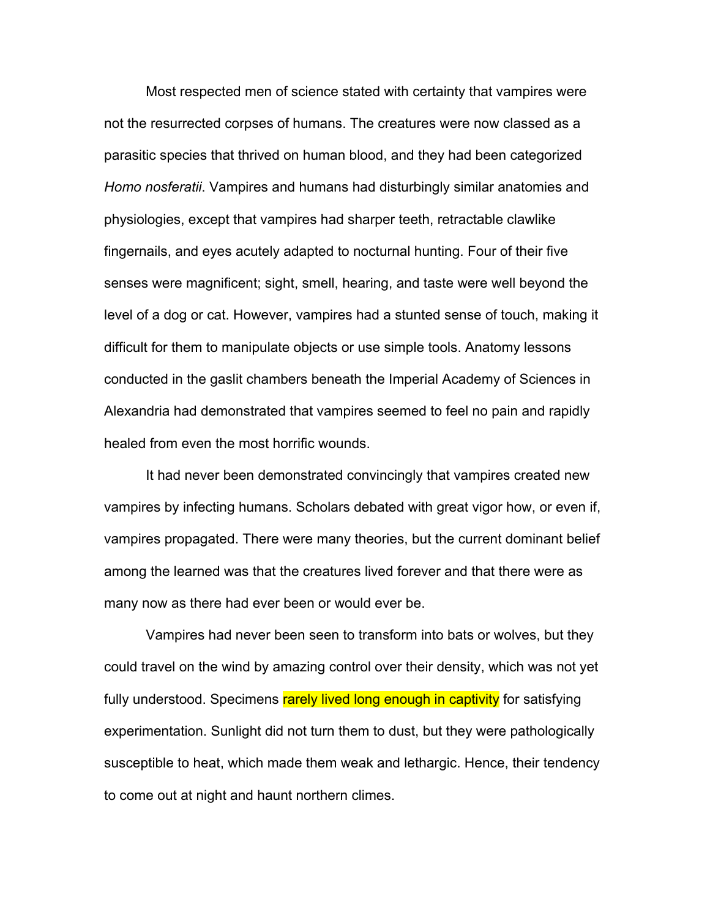Most respected men of science stated with certainty that vampires were not the resurrected corpses of humans. The creatures were now classed as a parasitic species that thrived on human blood, and they had been categorized *Homo nosferatii*. Vampires and humans had disturbingly similar anatomies and physiologies, except that vampires had sharper teeth, retractable clawlike fingernails, and eyes acutely adapted to nocturnal hunting. Four of their five senses were magnificent; sight, smell, hearing, and taste were well beyond the level of a dog or cat. However, vampires had a stunted sense of touch, making it difficult for them to manipulate objects or use simple tools. Anatomy lessons conducted in the gaslit chambers beneath the Imperial Academy of Sciences in Alexandria had demonstrated that vampires seemed to feel no pain and rapidly healed from even the most horrific wounds.

It had never been demonstrated convincingly that vampires created new vampires by infecting humans. Scholars debated with great vigor how, or even if, vampires propagated. There were many theories, but the current dominant belief among the learned was that the creatures lived forever and that there were as many now as there had ever been or would ever be.

Vampires had never been seen to transform into bats or wolves, but they could travel on the wind by amazing control over their density, which was not yet fully understood. Specimens rarely lived long enough in captivity for satisfying experimentation. Sunlight did not turn them to dust, but they were pathologically susceptible to heat, which made them weak and lethargic. Hence, their tendency to come out at night and haunt northern climes.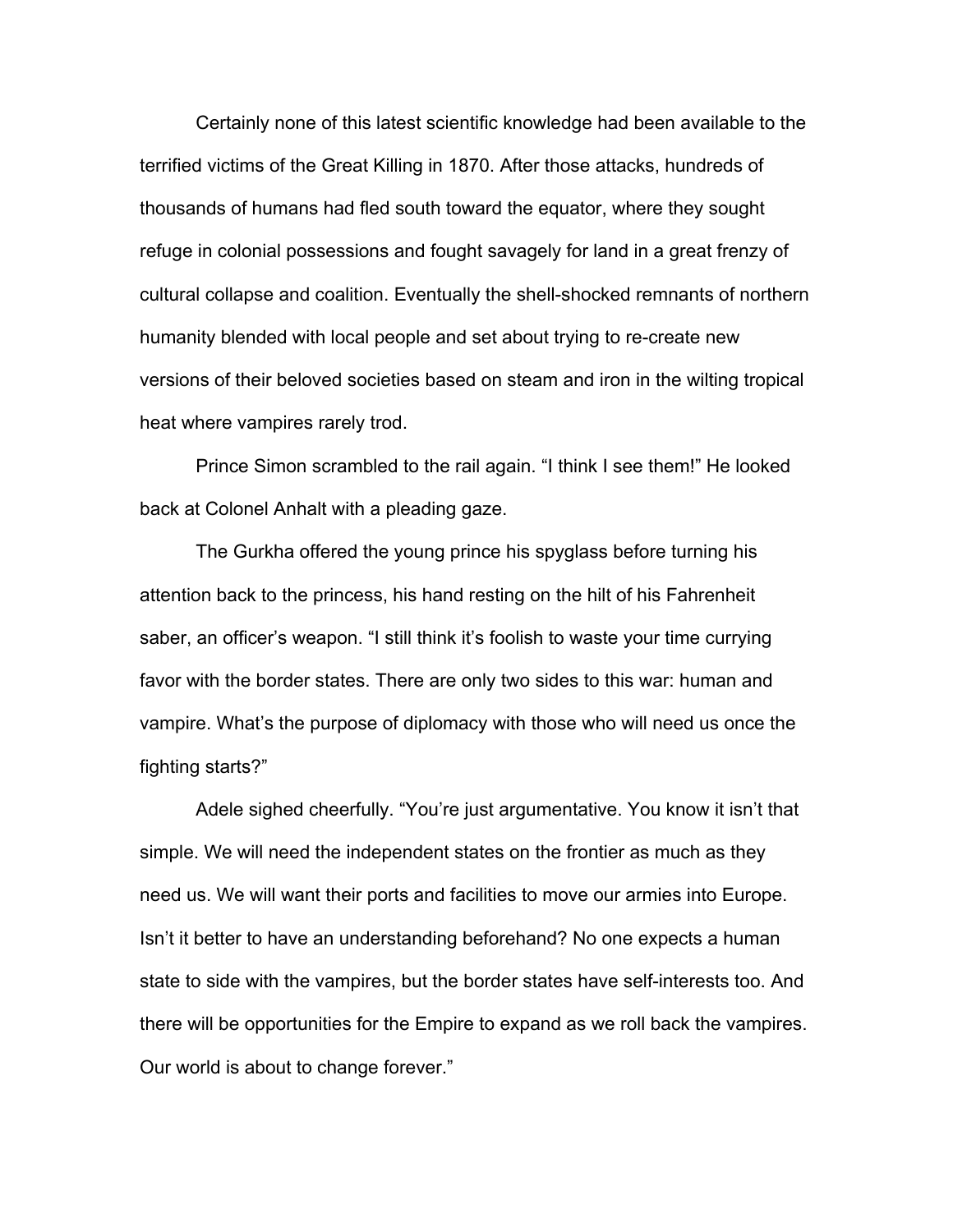Certainly none of this latest scientific knowledge had been available to the terrified victims of the Great Killing in 1870. After those attacks, hundreds of thousands of humans had fled south toward the equator, where they sought refuge in colonial possessions and fought savagely for land in a great frenzy of cultural collapse and coalition. Eventually the shell-shocked remnants of northern humanity blended with local people and set about trying to re-create new versions of their beloved societies based on steam and iron in the wilting tropical heat where vampires rarely trod.

Prince Simon scrambled to the rail again. "I think I see them!" He looked back at Colonel Anhalt with a pleading gaze.

The Gurkha offered the young prince his spyglass before turning his attention back to the princess, his hand resting on the hilt of his Fahrenheit saber, an officer's weapon. "I still think it's foolish to waste your time currying favor with the border states. There are only two sides to this war: human and vampire. What's the purpose of diplomacy with those who will need us once the fighting starts?"

Adele sighed cheerfully. "You're just argumentative. You know it isn't that simple. We will need the independent states on the frontier as much as they need us. We will want their ports and facilities to move our armies into Europe. Isn't it better to have an understanding beforehand? No one expects a human state to side with the vampires, but the border states have self-interests too. And there will be opportunities for the Empire to expand as we roll back the vampires. Our world is about to change forever."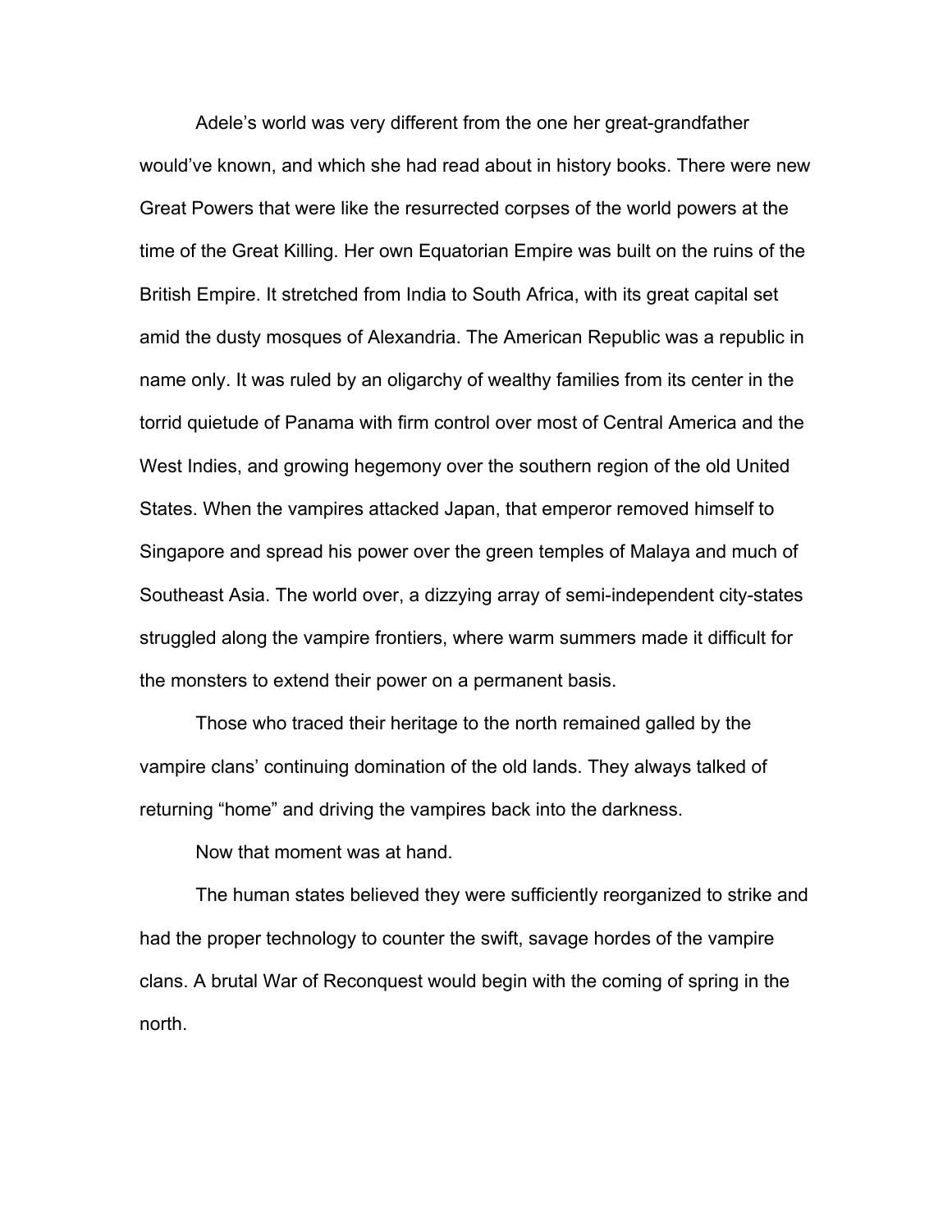Adele’s world was very different from the one her great-grandfather would’ve known, and which she had read about in history books. There were new Great Powers that were like the resurrected corpses of the world powers at the time of the Great Killing. Her own Equatorian Empire was built on the ruins of the British Empire. It stretched from India to South Africa, with its great capital set amid the dusty mosques of Alexandria. The American Republic was a republic in name only. It was ruled by an oligarchy of wealthy families from its center in the torrid quietude of Panama with firm control over most of Central America and the West Indies, and growing hegemony over the southern region of the old United States. When the vampires attacked Japan, that emperor removed himself to Singapore and spread his power over the green temples of Malaya and much of Southeast Asia. The world over, a dizzying array of semi-independent city-states struggled along the vampire frontiers, where warm summers made it difficult for the monsters to extend their power on a permanent basis.

Those who traced their heritage to the north remained galled by the vampire clans’ continuing domination of the old lands. They always talked of returning “home” and driving the vampires back into the darkness.

Now that moment was at hand.

The human states believed they were sufficiently reorganized to strike and had the proper technology to counter the swift, savage hordes of the vampire clans. A brutal War of Reconquest would begin with the coming of spring in the north.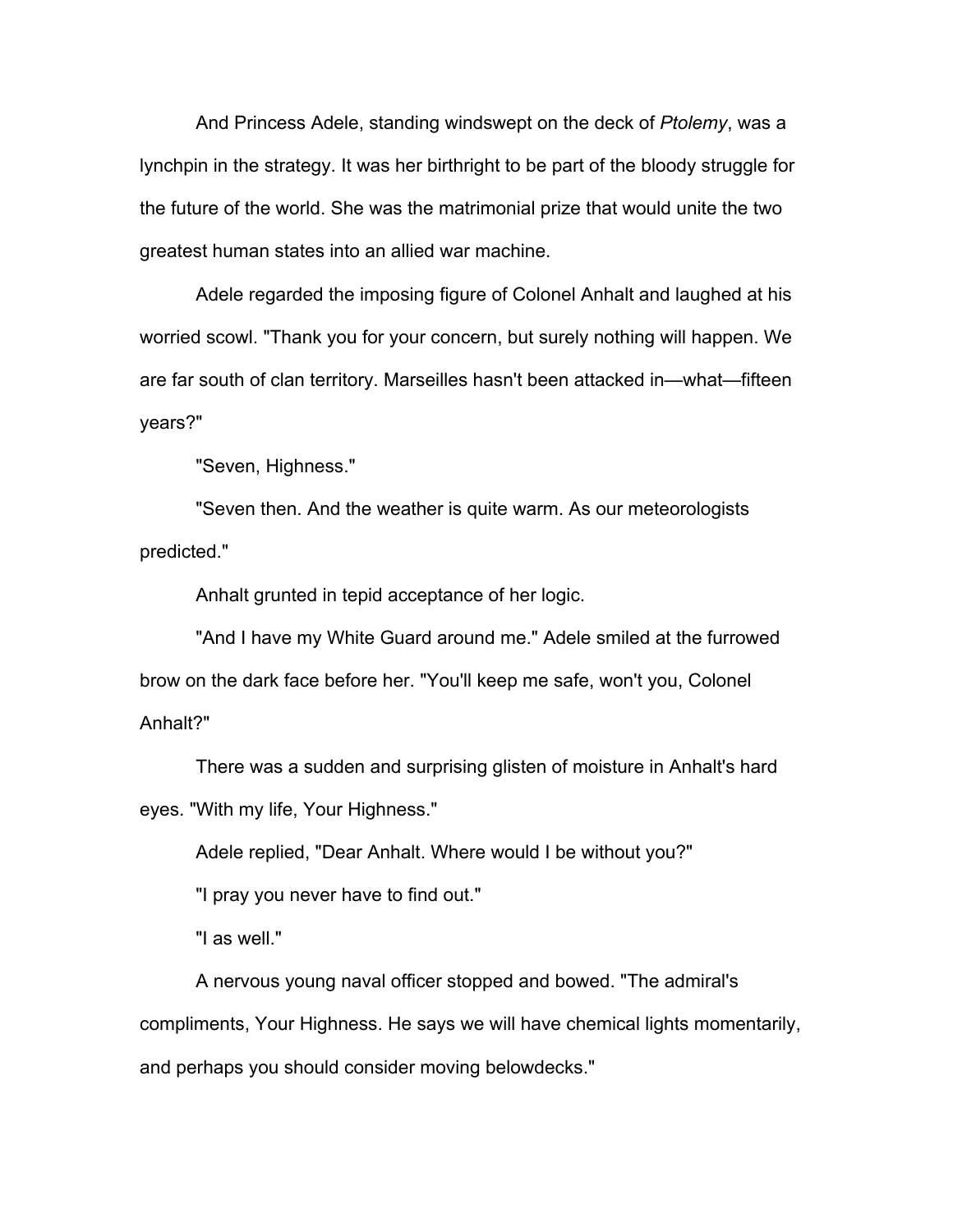And Princess Adele, standing windswept on the deck of *Ptolemy*, was a lynchpin in the strategy. It was her birthright to be part of the bloody struggle for the future of the world. She was the matrimonial prize that would unite the two greatest human states into an allied war machine.

Adele regarded the imposing figure of Colonel Anhalt and laughed at his worried scowl. "Thank you for your concern, but surely nothing will happen. We are far south of clan territory. Marseilles hasn't been attacked in—what—fifteen years?"

"Seven, Highness."

"Seven then. And the weather is quite warm. As our meteorologists predicted."

Anhalt grunted in tepid acceptance of her logic.

"And I have my White Guard around me." Adele smiled at the furrowed brow on the dark face before her. "You'll keep me safe, won't you, Colonel Anhalt?"

There was a sudden and surprising glisten of moisture in Anhalt's hard eyes. "With my life, Your Highness."

Adele replied, "Dear Anhalt. Where would I be without you?"

"I pray you never have to find out."

"I as well."

A nervous young naval officer stopped and bowed. "The admiral's compliments, Your Highness. He says we will have chemical lights momentarily, and perhaps you should consider moving belowdecks."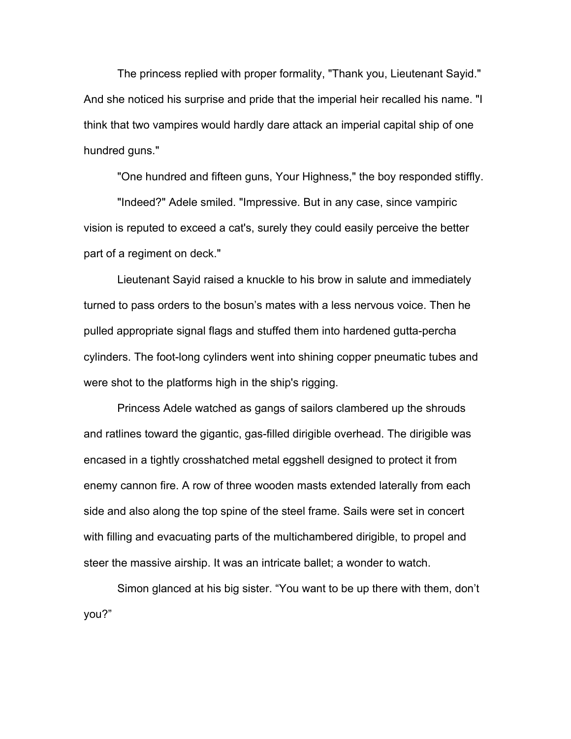The princess replied with proper formality, "Thank you, Lieutenant Sayid." And she noticed his surprise and pride that the imperial heir recalled his name. "I think that two vampires would hardly dare attack an imperial capital ship of one hundred guns."

"One hundred and fifteen guns, Your Highness," the boy responded stiffly.

"Indeed?" Adele smiled. "Impressive. But in any case, since vampiric vision is reputed to exceed a cat's, surely they could easily perceive the better part of a regiment on deck."

Lieutenant Sayid raised a knuckle to his brow in salute and immediately turned to pass orders to the bosun's mates with a less nervous voice. Then he pulled appropriate signal flags and stuffed them into hardened gutta-percha cylinders. The foot-long cylinders went into shining copper pneumatic tubes and were shot to the platforms high in the ship's rigging.

Princess Adele watched as gangs of sailors clambered up the shrouds and ratlines toward the gigantic, gas-filled dirigible overhead. The dirigible was encased in a tightly crosshatched metal eggshell designed to protect it from enemy cannon fire. A row of three wooden masts extended laterally from each side and also along the top spine of the steel frame. Sails were set in concert with filling and evacuating parts of the multichambered dirigible, to propel and steer the massive airship. It was an intricate ballet; a wonder to watch.

Simon glanced at his big sister. "You want to be up there with them, don't you?"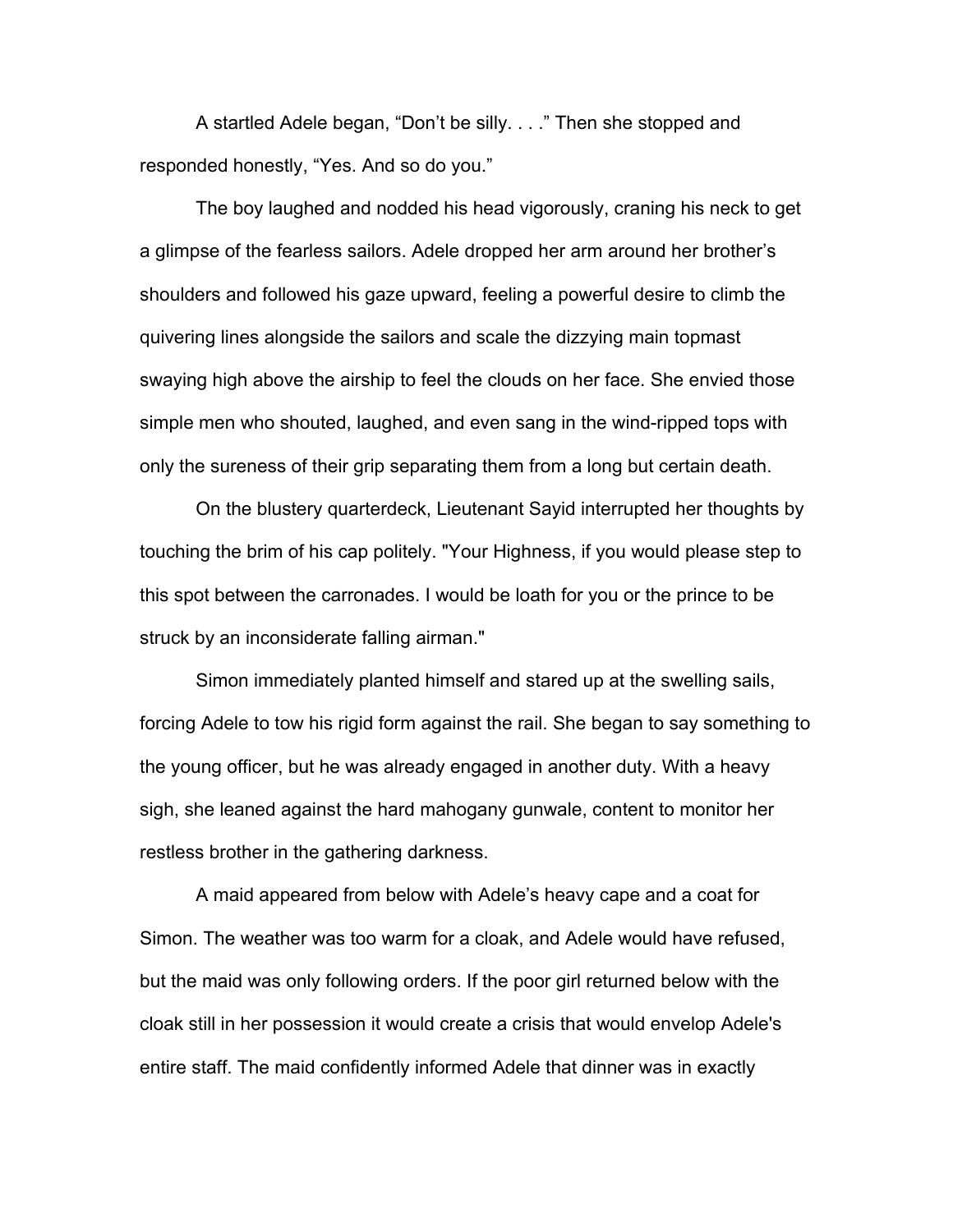A startled Adele began, “Don’t be silly. . . .” Then she stopped and responded honestly, “Yes. And so do you.”

The boy laughed and nodded his head vigorously, craning his neck to get a glimpse of the fearless sailors. Adele dropped her arm around her brother’s shoulders and followed his gaze upward, feeling a powerful desire to climb the quivering lines alongside the sailors and scale the dizzying main topmast swaying high above the airship to feel the clouds on her face. She envied those simple men who shouted, laughed, and even sang in the wind-ripped tops with only the sureness of their grip separating them from a long but certain death.

On the blustery quarterdeck, Lieutenant Sayid interrupted her thoughts by touching the brim of his cap politely. "Your Highness, if you would please step to this spot between the carronades. I would be loath for you or the prince to be struck by an inconsiderate falling airman."

Simon immediately planted himself and stared up at the swelling sails, forcing Adele to tow his rigid form against the rail. She began to say something to the young officer, but he was already engaged in another duty. With a heavy sigh, she leaned against the hard mahogany gunwale, content to monitor her restless brother in the gathering darkness.

A maid appeared from below with Adele’s heavy cape and a coat for Simon. The weather was too warm for a cloak, and Adele would have refused, but the maid was only following orders. If the poor girl returned below with the cloak still in her possession it would create a crisis that would envelop Adele's entire staff. The maid confidently informed Adele that dinner was in exactly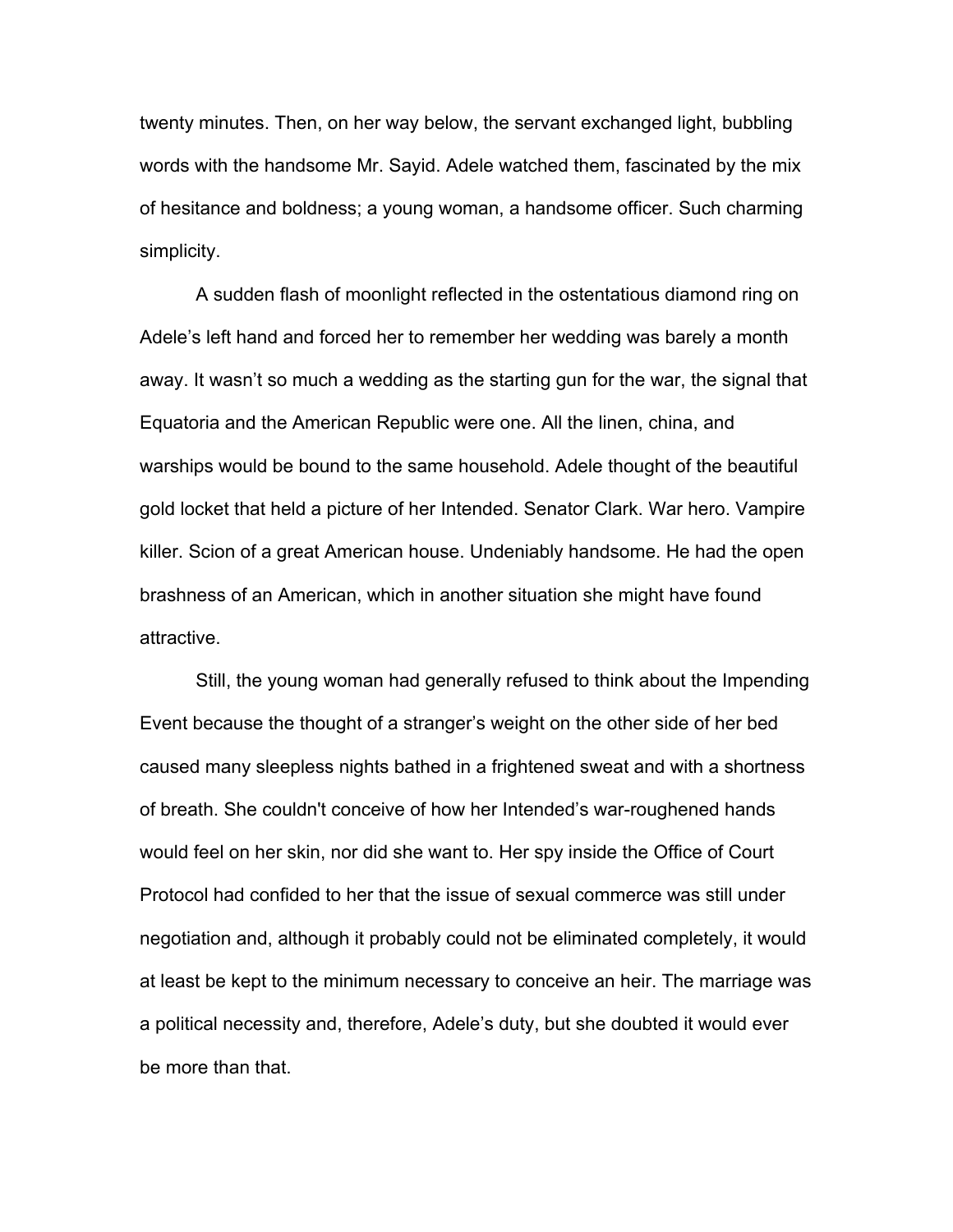twenty minutes. Then, on her way below, the servant exchanged light, bubbling words with the handsome Mr. Sayid. Adele watched them, fascinated by the mix of hesitance and boldness; a young woman, a handsome officer. Such charming simplicity.

A sudden flash of moonlight reflected in the ostentatious diamond ring on Adele's left hand and forced her to remember her wedding was barely a month away. It wasn't so much a wedding as the starting gun for the war, the signal that Equatoria and the American Republic were one. All the linen, china, and warships would be bound to the same household. Adele thought of the beautiful gold locket that held a picture of her Intended. Senator Clark. War hero. Vampire killer. Scion of a great American house. Undeniably handsome. He had the open brashness of an American, which in another situation she might have found attractive.

Still, the young woman had generally refused to think about the Impending Event because the thought of a stranger's weight on the other side of her bed caused many sleepless nights bathed in a frightened sweat and with a shortness of breath. She couldn't conceive of how her Intended's war-roughened hands would feel on her skin, nor did she want to. Her spy inside the Office of Court Protocol had confided to her that the issue of sexual commerce was still under negotiation and, although it probably could not be eliminated completely, it would at least be kept to the minimum necessary to conceive an heir. The marriage was a political necessity and, therefore, Adele's duty, but she doubted it would ever be more than that.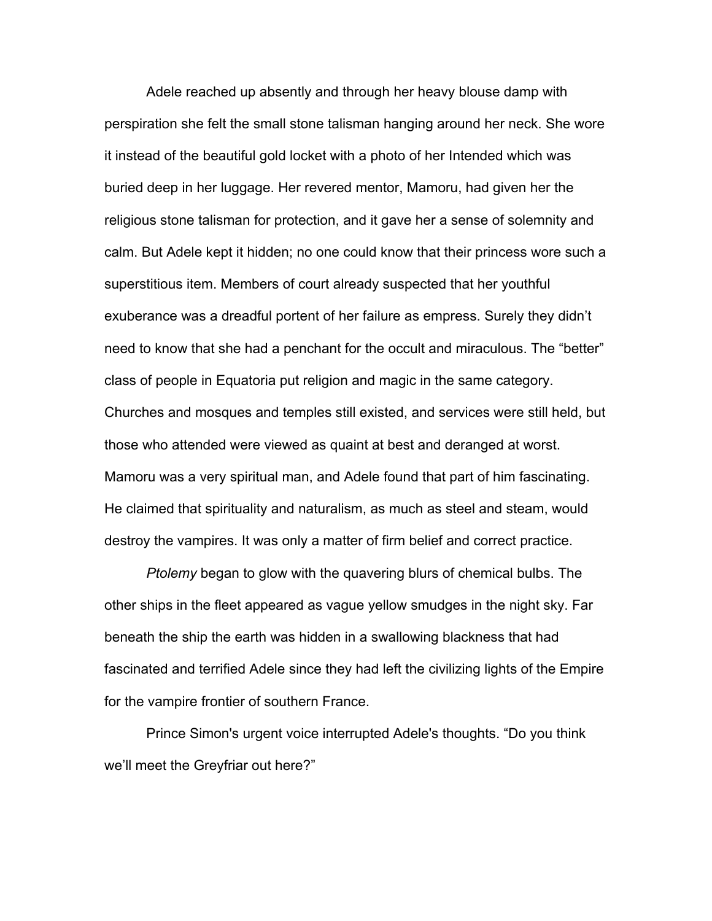Adele reached up absently and through her heavy blouse damp with perspiration she felt the small stone talisman hanging around her neck. She wore it instead of the beautiful gold locket with a photo of her Intended which was buried deep in her luggage. Her revered mentor, Mamoru, had given her the religious stone talisman for protection, and it gave her a sense of solemnity and calm. But Adele kept it hidden; no one could know that their princess wore such a superstitious item. Members of court already suspected that her youthful exuberance was a dreadful portent of her failure as empress. Surely they didn't need to know that she had a penchant for the occult and miraculous. The "better" class of people in Equatoria put religion and magic in the same category. Churches and mosques and temples still existed, and services were still held, but those who attended were viewed as quaint at best and deranged at worst. Mamoru was a very spiritual man, and Adele found that part of him fascinating. He claimed that spirituality and naturalism, as much as steel and steam, would destroy the vampires. It was only a matter of firm belief and correct practice.

*Ptolemy* began to glow with the quavering blurs of chemical bulbs. The other ships in the fleet appeared as vague yellow smudges in the night sky. Far beneath the ship the earth was hidden in a swallowing blackness that had fascinated and terrified Adele since they had left the civilizing lights of the Empire for the vampire frontier of southern France.

Prince Simon's urgent voice interrupted Adele's thoughts. "Do you think we'll meet the Greyfriar out here?"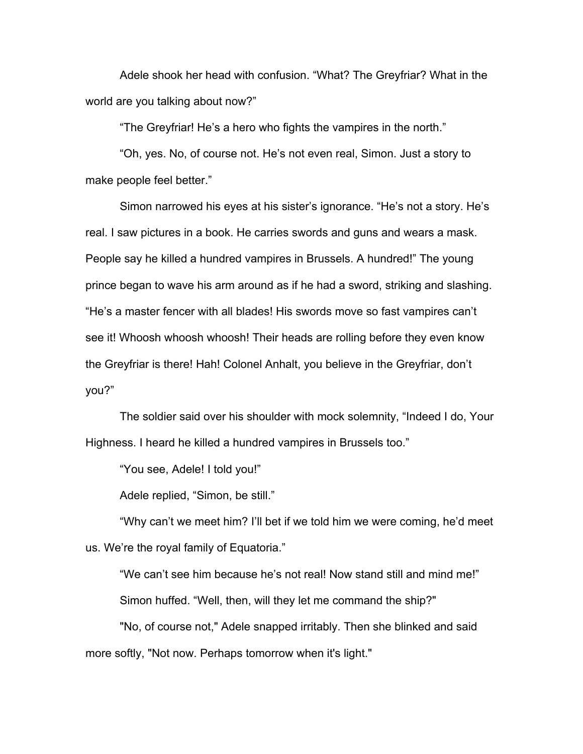Adele shook her head with confusion. “What? The Greyfriar? What in the world are you talking about now?”

“The Greyfriar! He’s a hero who fights the vampires in the north.”

“Oh, yes. No, of course not. He’s not even real, Simon. Just a story to make people feel better.”

Simon narrowed his eyes at his sister’s ignorance. “He’s not a story. He’s real. I saw pictures in a book. He carries swords and guns and wears a mask. People say he killed a hundred vampires in Brussels. A hundred!” The young prince began to wave his arm around as if he had a sword, striking and slashing. “He’s a master fencer with all blades! His swords move so fast vampires can’t see it! Whoosh whoosh whoosh! Their heads are rolling before they even know the Greyfriar is there! Hah! Colonel Anhalt, you believe in the Greyfriar, don’t you?”

The soldier said over his shoulder with mock solemnity, “Indeed I do, Your Highness. I heard he killed a hundred vampires in Brussels too.”

“You see, Adele! I told you!”

Adele replied, “Simon, be still.”

“Why can’t we meet him? I’ll bet if we told him we were coming, he’d meet us. We’re the royal family of Equatoria.”

“We can’t see him because he’s not real! Now stand still and mind me!”

Simon huffed. “Well, then, will they let me command the ship?"

"No, of course not," Adele snapped irritably. Then she blinked and said more softly, "Not now. Perhaps tomorrow when it's light."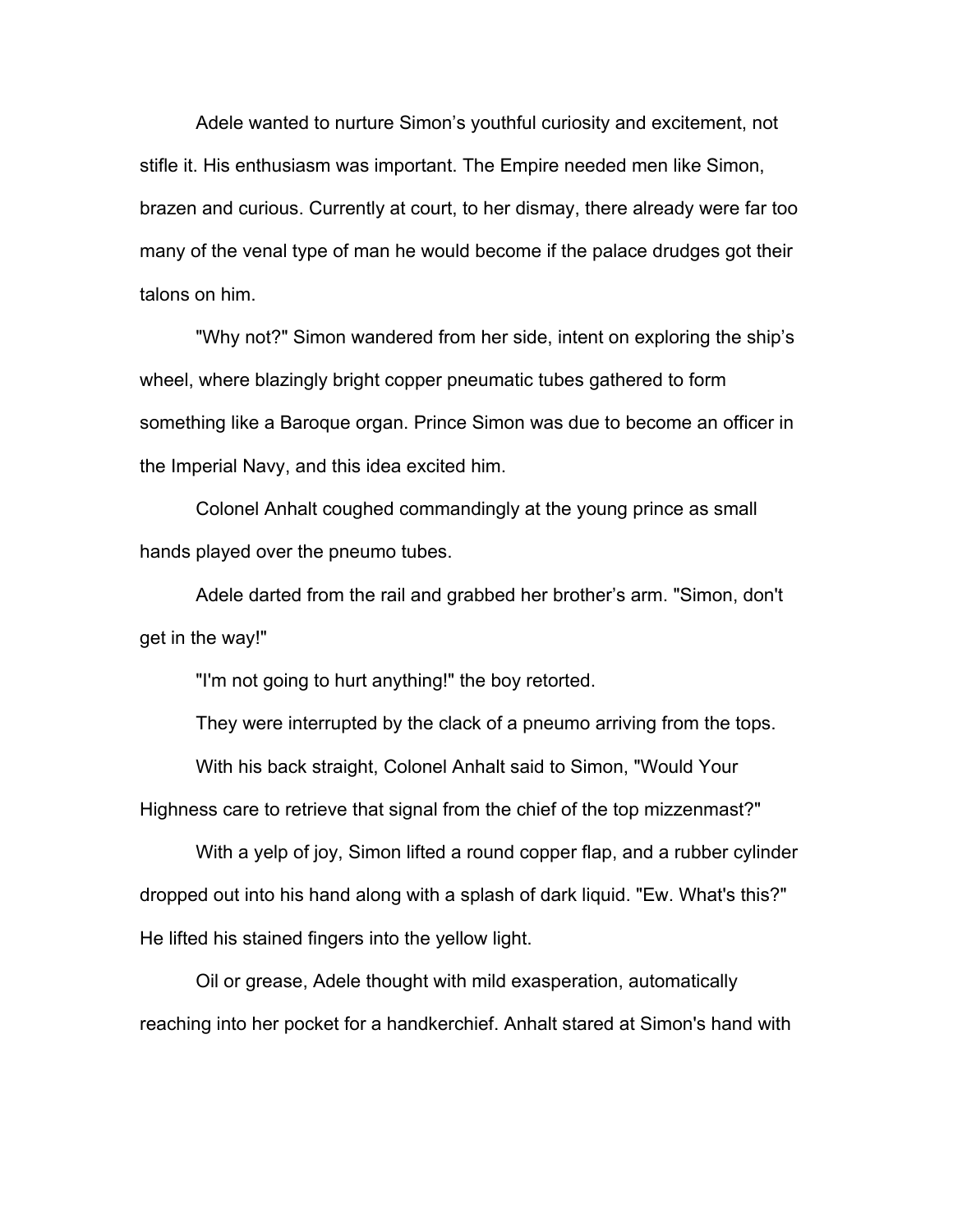Adele wanted to nurture Simon's youthful curiosity and excitement, not stifle it. His enthusiasm was important. The Empire needed men like Simon, brazen and curious. Currently at court, to her dismay, there already were far too many of the venal type of man he would become if the palace drudges got their talons on him.

"Why not?" Simon wandered from her side, intent on exploring the ship's wheel, where blazingly bright copper pneumatic tubes gathered to form something like a Baroque organ. Prince Simon was due to become an officer in the Imperial Navy, and this idea excited him.

Colonel Anhalt coughed commandingly at the young prince as small hands played over the pneumo tubes.

Adele darted from the rail and grabbed her brother's arm. "Simon, don't get in the way!"

"I'm not going to hurt anything!" the boy retorted.

They were interrupted by the clack of a pneumo arriving from the tops.

With his back straight, Colonel Anhalt said to Simon, "Would Your Highness care to retrieve that signal from the chief of the top mizzenmast?"

With a yelp of joy, Simon lifted a round copper flap, and a rubber cylinder dropped out into his hand along with a splash of dark liquid. "Ew. What's this?" He lifted his stained fingers into the yellow light.

Oil or grease, Adele thought with mild exasperation, automatically reaching into her pocket for a handkerchief. Anhalt stared at Simon's hand with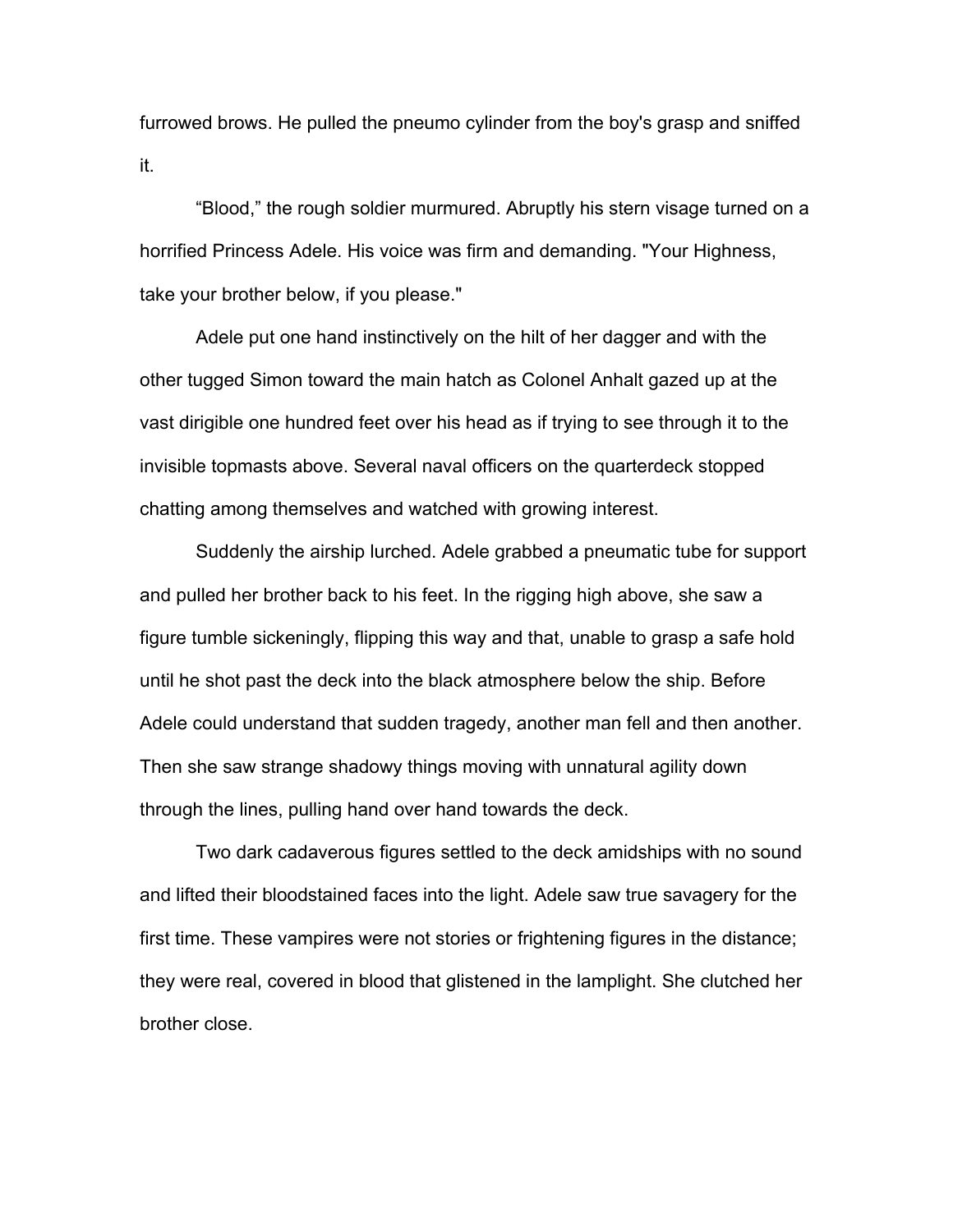furrowed brows. He pulled the pneumo cylinder from the boy's grasp and sniffed it.

“Blood,” the rough soldier murmured. Abruptly his stern visage turned on a horrified Princess Adele. His voice was firm and demanding. "Your Highness, take your brother below, if you please."

Adele put one hand instinctively on the hilt of her dagger and with the other tugged Simon toward the main hatch as Colonel Anhalt gazed up at the vast dirigible one hundred feet over his head as if trying to see through it to the invisible topmasts above. Several naval officers on the quarterdeck stopped chatting among themselves and watched with growing interest.

Suddenly the airship lurched. Adele grabbed a pneumatic tube for support and pulled her brother back to his feet. In the rigging high above, she saw a figure tumble sickeningly, flipping this way and that, unable to grasp a safe hold until he shot past the deck into the black atmosphere below the ship. Before Adele could understand that sudden tragedy, another man fell and then another. Then she saw strange shadowy things moving with unnatural agility down through the lines, pulling hand over hand towards the deck.

Two dark cadaverous figures settled to the deck amidships with no sound and lifted their bloodstained faces into the light. Adele saw true savagery for the first time. These vampires were not stories or frightening figures in the distance; they were real, covered in blood that glistened in the lamplight. She clutched her brother close.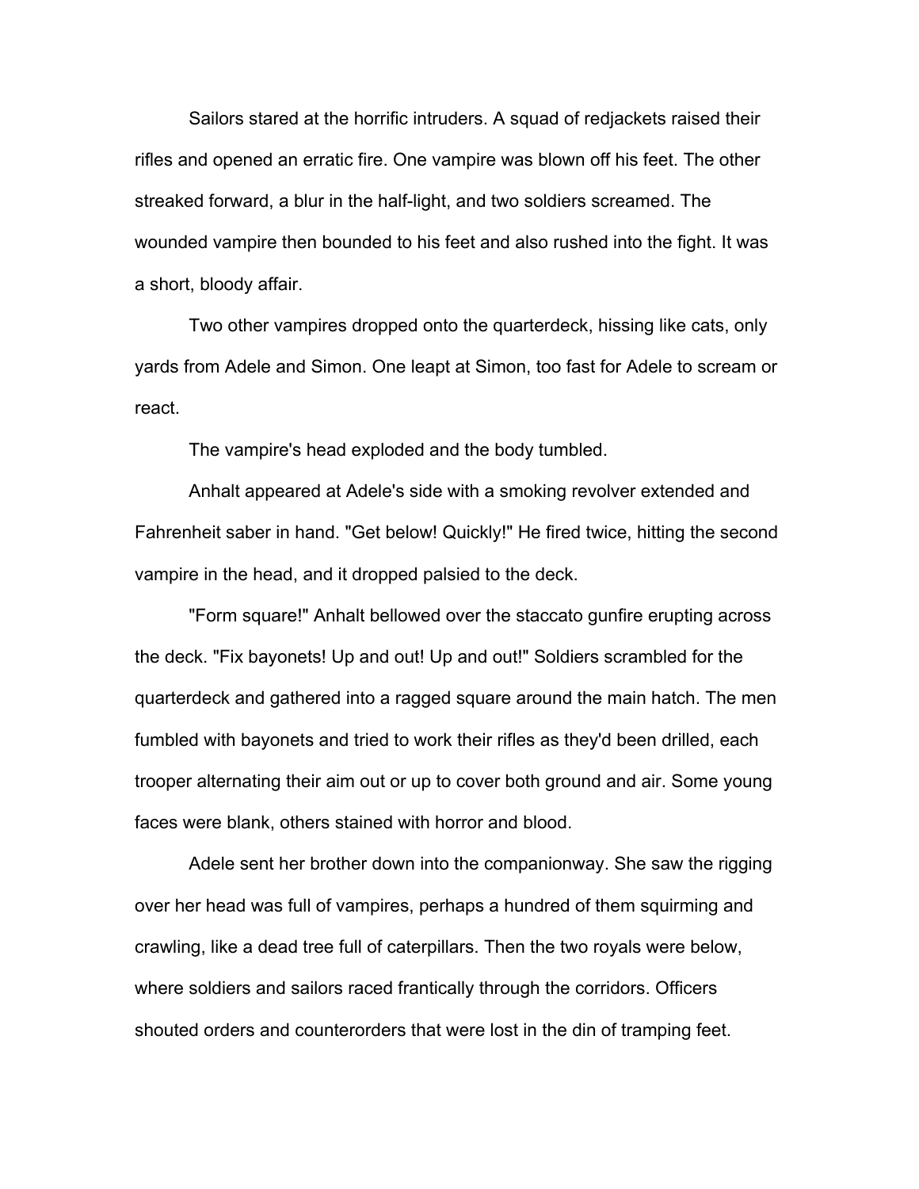Sailors stared at the horrific intruders. A squad of redjackets raised their rifles and opened an erratic fire. One vampire was blown off his feet. The other streaked forward, a blur in the half-light, and two soldiers screamed. The wounded vampire then bounded to his feet and also rushed into the fight. It was a short, bloody affair.

Two other vampires dropped onto the quarterdeck, hissing like cats, only yards from Adele and Simon. One leapt at Simon, too fast for Adele to scream or react.

The vampire's head exploded and the body tumbled.

Anhalt appeared at Adele's side with a smoking revolver extended and Fahrenheit saber in hand. "Get below! Quickly!" He fired twice, hitting the second vampire in the head, and it dropped palsied to the deck.

"Form square!" Anhalt bellowed over the staccato gunfire erupting across the deck. "Fix bayonets! Up and out! Up and out!" Soldiers scrambled for the quarterdeck and gathered into a ragged square around the main hatch. The men fumbled with bayonets and tried to work their rifles as they'd been drilled, each trooper alternating their aim out or up to cover both ground and air. Some young faces were blank, others stained with horror and blood.

Adele sent her brother down into the companionway. She saw the rigging over her head was full of vampires, perhaps a hundred of them squirming and crawling, like a dead tree full of caterpillars. Then the two royals were below, where soldiers and sailors raced frantically through the corridors. Officers shouted orders and counterorders that were lost in the din of tramping feet.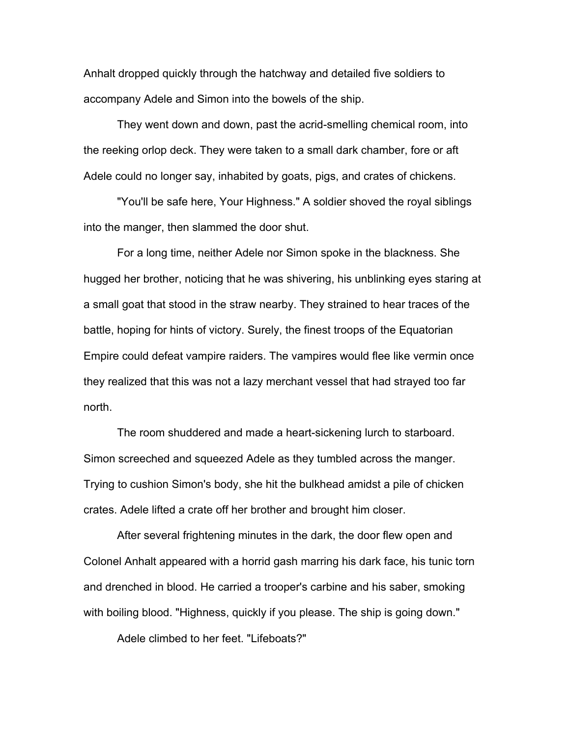Anhalt dropped quickly through the hatchway and detailed five soldiers to accompany Adele and Simon into the bowels of the ship.

They went down and down, past the acrid-smelling chemical room, into the reeking orlop deck. They were taken to a small dark chamber, fore or aft Adele could no longer say, inhabited by goats, pigs, and crates of chickens.

"You'll be safe here, Your Highness." A soldier shoved the royal siblings into the manger, then slammed the door shut.

For a long time, neither Adele nor Simon spoke in the blackness. She hugged her brother, noticing that he was shivering, his unblinking eyes staring at a small goat that stood in the straw nearby. They strained to hear traces of the battle, hoping for hints of victory. Surely, the finest troops of the Equatorian Empire could defeat vampire raiders. The vampires would flee like vermin once they realized that this was not a lazy merchant vessel that had strayed too far north.

The room shuddered and made a heart-sickening lurch to starboard. Simon screeched and squeezed Adele as they tumbled across the manger. Trying to cushion Simon's body, she hit the bulkhead amidst a pile of chicken crates. Adele lifted a crate off her brother and brought him closer.

After several frightening minutes in the dark, the door flew open and Colonel Anhalt appeared with a horrid gash marring his dark face, his tunic torn and drenched in blood. He carried a trooper's carbine and his saber, smoking with boiling blood. "Highness, quickly if you please. The ship is going down."

Adele climbed to her feet. "Lifeboats?"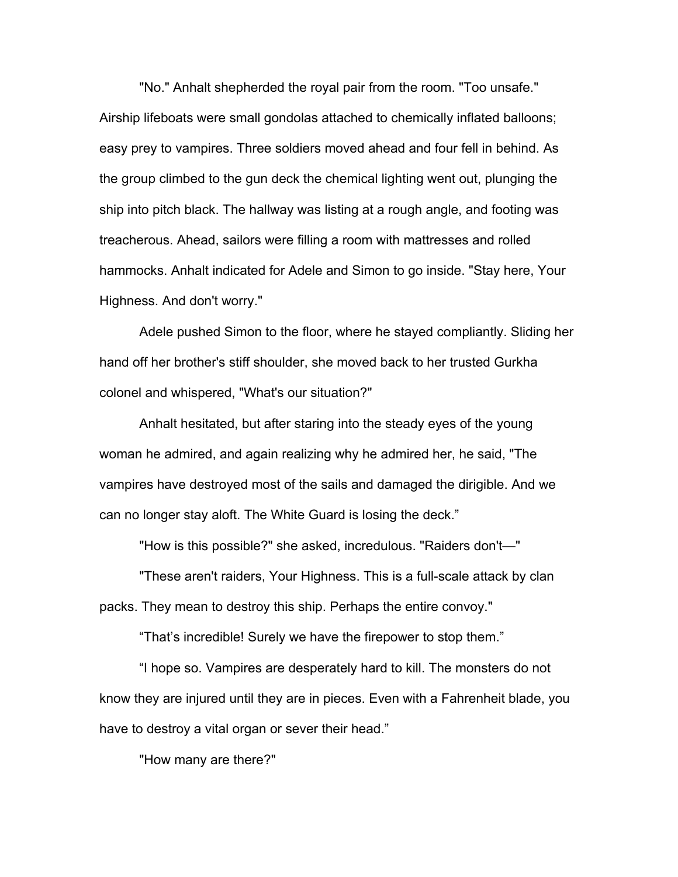"No." Anhalt shepherded the royal pair from the room. "Too unsafe." Airship lifeboats were small gondolas attached to chemically inflated balloons; easy prey to vampires. Three soldiers moved ahead and four fell in behind. As the group climbed to the gun deck the chemical lighting went out, plunging the ship into pitch black. The hallway was listing at a rough angle, and footing was treacherous. Ahead, sailors were filling a room with mattresses and rolled hammocks. Anhalt indicated for Adele and Simon to go inside. "Stay here, Your Highness. And don't worry."

Adele pushed Simon to the floor, where he stayed compliantly. Sliding her hand off her brother's stiff shoulder, she moved back to her trusted Gurkha colonel and whispered, "What's our situation?"

Anhalt hesitated, but after staring into the steady eyes of the young woman he admired, and again realizing why he admired her, he said, "The vampires have destroyed most of the sails and damaged the dirigible. And we can no longer stay aloft. The White Guard is losing the deck."

"How is this possible?" she asked, incredulous. "Raiders don't—"

"These aren't raiders, Your Highness. This is a full-scale attack by clan packs. They mean to destroy this ship. Perhaps the entire convoy."

"That's incredible! Surely we have the firepower to stop them."

"I hope so. Vampires are desperately hard to kill. The monsters do not know they are injured until they are in pieces. Even with a Fahrenheit blade, you have to destroy a vital organ or sever their head."

"How many are there?"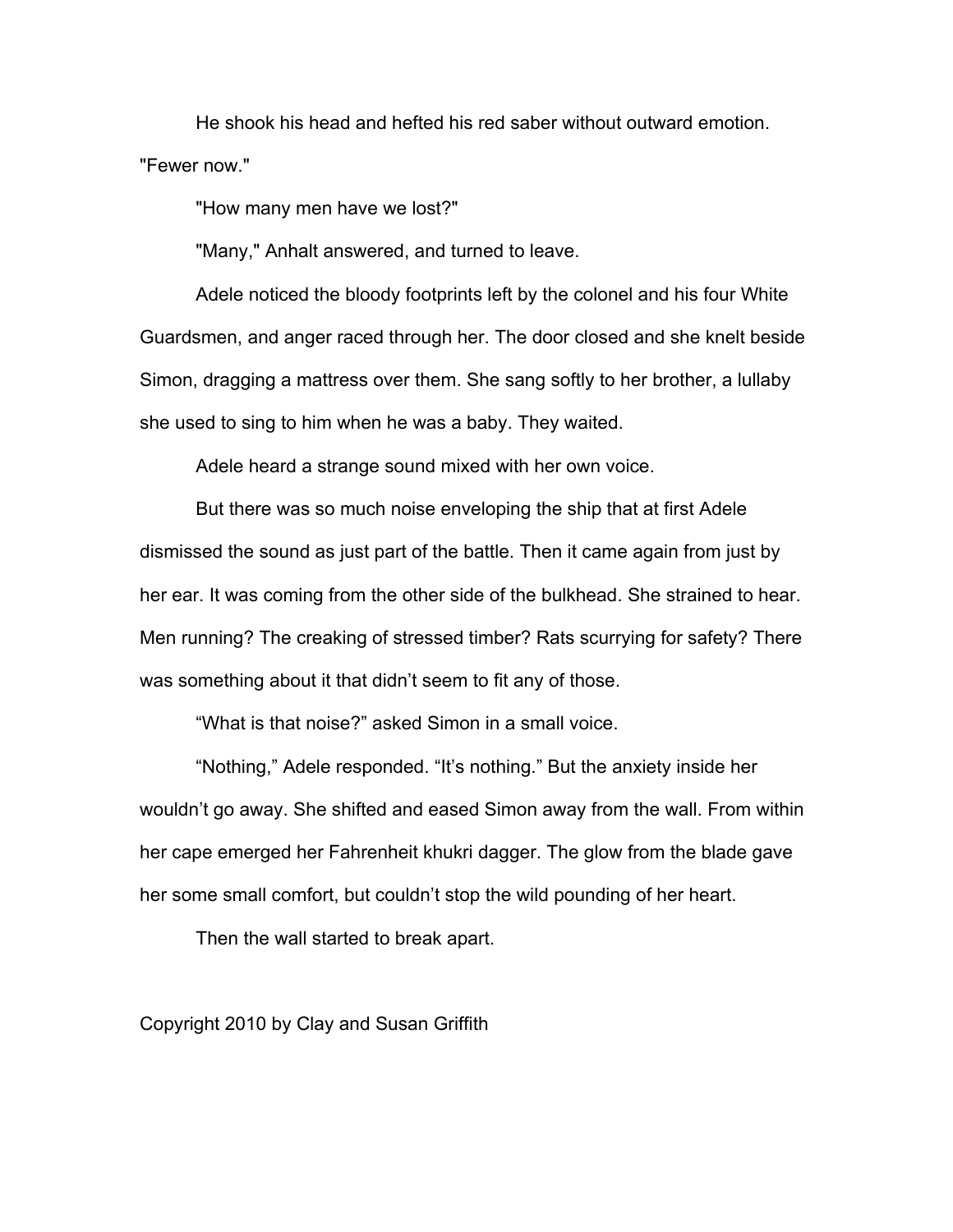He shook his head and hefted his red saber without outward emotion. "Fewer now."

"How many men have we lost?"

"Many," Anhalt answered, and turned to leave.

Adele noticed the bloody footprints left by the colonel and his four White Guardsmen, and anger raced through her. The door closed and she knelt beside Simon, dragging a mattress over them. She sang softly to her brother, a lullaby she used to sing to him when he was a baby. They waited.

Adele heard a strange sound mixed with her own voice.

But there was so much noise enveloping the ship that at first Adele dismissed the sound as just part of the battle. Then it came again from just by her ear. It was coming from the other side of the bulkhead. She strained to hear. Men running? The creaking of stressed timber? Rats scurrying for safety? There was something about it that didn't seem to fit any of those.

“What is that noise?” asked Simon in a small voice.

“Nothing,” Adele responded. “It's nothing.” But the anxiety inside her wouldn't go away. She shifted and eased Simon away from the wall. From within her cape emerged her Fahrenheit khukri dagger. The glow from the blade gave her some small comfort, but couldn't stop the wild pounding of her heart.

Then the wall started to break apart.

Copyright 2010 by Clay and Susan Griffith